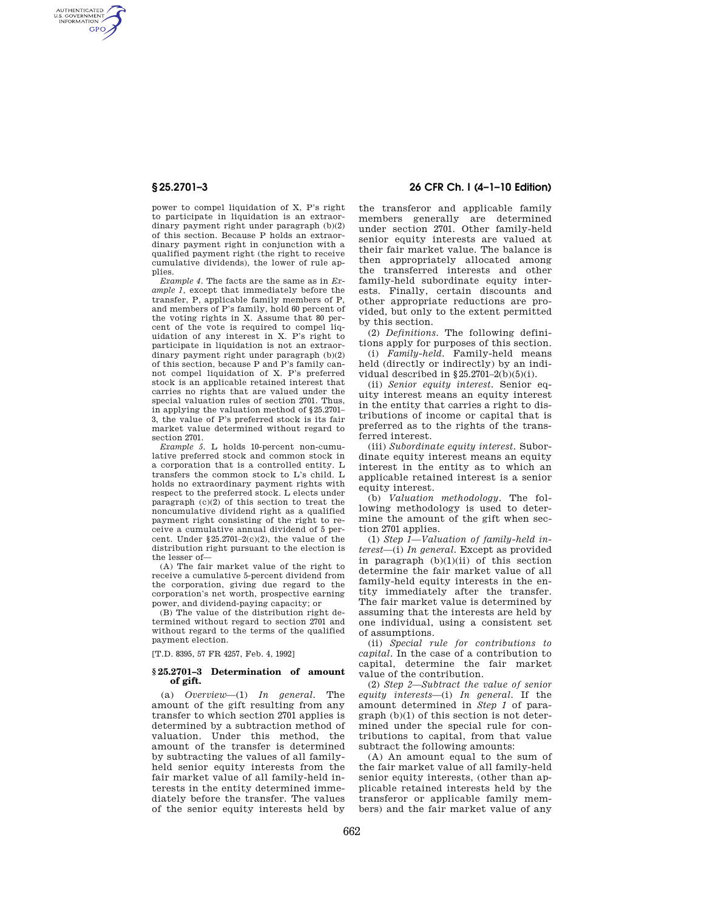power to compel liquidation of X, P's right to participate in liquidation is an extraordinary payment right under paragraph (b)(2) of this section. Because P holds an extraordinary payment right in conjunction with a qualified payment right (the right to receive cumulative dividends), the lower of rule applies.

*Example 4.* The facts are the same as in *Example 1,* except that immediately before the transfer, P, applicable family members of P, and members of P's family, hold 60 percent of the voting rights in X. Assume that 80 percent of the vote is required to compel liquidation of any interest in X. P's right to participate in liquidation is not an extraordinary payment right under paragraph (b)(2) of this section, because P and P's family cannot compel liquidation of X. P's preferred stock is an applicable retained interest that carries no rights that are valued under the special valuation rules of section 2701. Thus, in applying the valuation method of §25.2701–3, the value of P's preferred stock is its fair market value determined without regard to section 2701.

*Example 5.* L holds 10-percent non-cumulative preferred stock and common stock in a corporation that is a controlled entity. L transfers the common stock to L's child. L holds no extraordinary payment rights with respect to the preferred stock. L elects under paragraph (c)(2) of this section to treat the noncumulative dividend right as a qualified payment right consisting of the right to receive a cumulative annual dividend of 5 percent. Under §25.2701–2(c)(2), the value of the distribution right pursuant to the election is the lesser of—

(A) The fair market value of the right to receive a cumulative 5-percent dividend from the corporation, giving due regard to the corporation's net worth, prospective earning power, and dividend-paying capacity; or

(B) The value of the distribution right determined without regard to section 2701 and without regard to the terms of the qualified payment election.

[T.D. 8395, 57 FR 4257, Feb. 4, 1992]

### §25.2701–3 Determination of amount of gift.

(a) *Overview*—(1) *In general.* The amount of the gift resulting from any transfer to which section 2701 applies is determined by a subtraction method of valuation. Under this method, the amount of the transfer is determined by subtracting the values of all family-held senior equity interests from the fair market value of all family-held interests in the entity determined immediately before the transfer. The values of the senior equity interests held by the transferor and applicable family members generally are determined under section 2701. Other family-held senior equity interests are valued at their fair market value. The balance is then appropriately allocated among the transferred interests and other family-held subordinate equity interests. Finally, certain discounts and other appropriate reductions are provided, but only to the extent permitted by this section.

(2) *Definitions.* The following definitions apply for purposes of this section.

(i) *Family-held.* Family-held means held (directly or indirectly) by an individual described in §25.2701–2(b)(5)(i).

(ii) *Senior equity interest.* Senior equity interest means an equity interest in the entity that carries a right to distributions of income or capital that is preferred as to the rights of the transferred interest.

(iii) *Subordinate equity interest.* Subordinate equity interest means an equity interest in the entity as to which an applicable retained interest is a senior equity interest.

(b) *Valuation methodology.* The following methodology is used to determine the amount of the gift when section 2701 applies.

(1) *Step 1—Valuation of family-held interest*—(i) *In general.* Except as provided in paragraph (b)(1)(ii) of this section determine the fair market value of all family-held equity interests in the entity immediately after the transfer. The fair market value is determined by assuming that the interests are held by one individual, using a consistent set of assumptions.

(ii) *Special rule for contributions to capital.* In the case of a contribution to capital, determine the fair market value of the contribution.

(2) *Step 2—Subtract the value of senior equity interests*—(i) *In general.* If the amount determined in *Step 1* of paragraph (b)(1) of this section is not determined under the special rule for contributions to capital, from that value subtract the following amounts:

(A) An amount equal to the sum of the fair market value of all family-held senior equity interests, (other than applicable retained interests held by the transferor or applicable family members) and the fair market value of any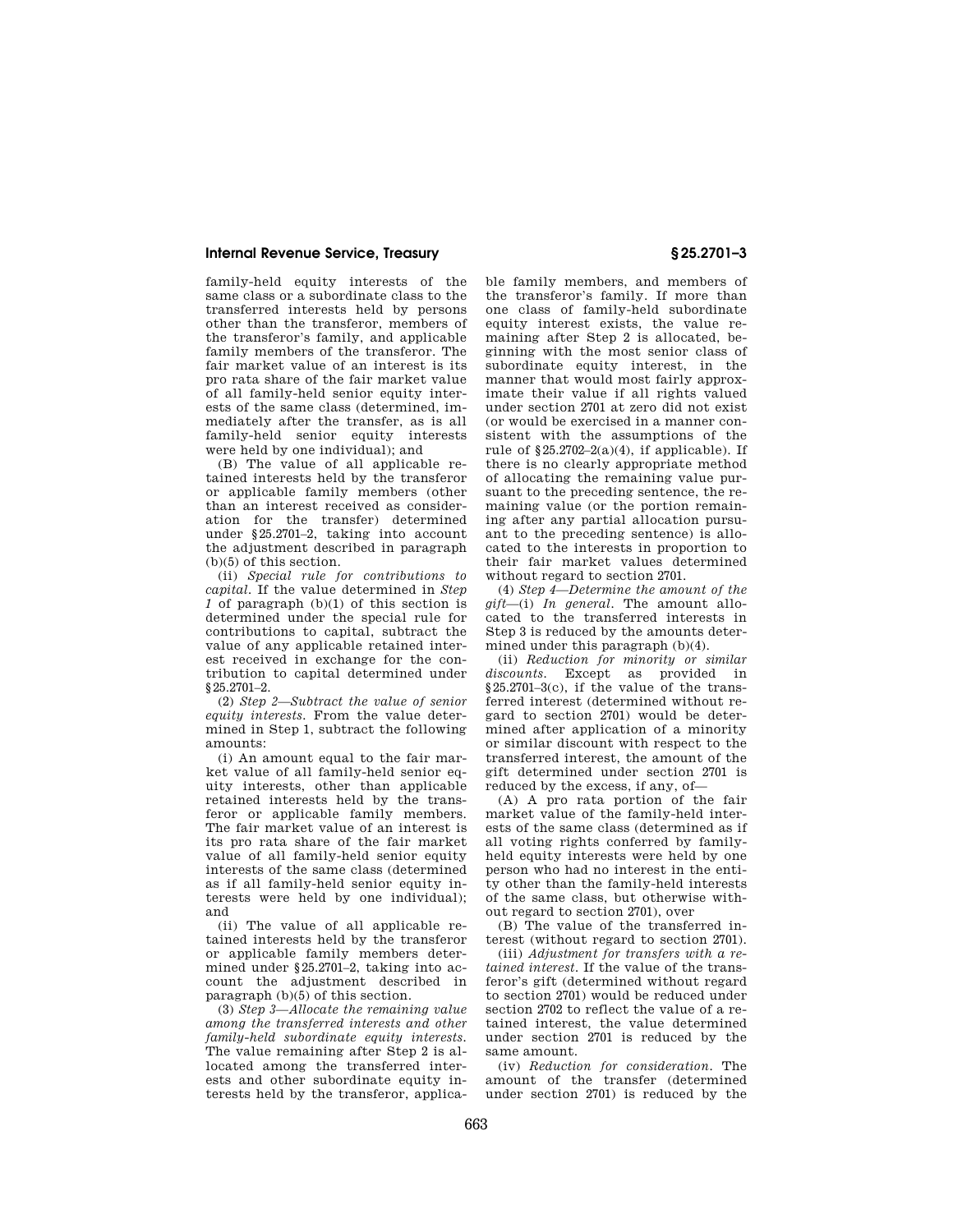family-held equity interests of the same class or a subordinate class to the transferred interests held by persons other than the transferor, members of the transferor's family, and applicable family members of the transferor. The fair market value of an interest is its pro rata share of the fair market value of all family-held senior equity interests of the same class (determined, immediately after the transfer, as is all family-held senior equity interests were held by one individual); and

(B) The value of all applicable retained interests held by the transferor or applicable family members (other than an interest received as consideration for the transfer) determined under §25.2701–2, taking into account the adjustment described in paragraph (b)(5) of this section.

(ii) *Special rule for contributions to capital.* If the value determined in *Step 1* of paragraph (b)(1) of this section is determined under the special rule for contributions to capital, subtract the value of any applicable retained interest received in exchange for the contribution to capital determined under §25.2701–2.

(2) *Step 2—Subtract the value of senior equity interests.* From the value determined in Step 1, subtract the following amounts:

(i) An amount equal to the fair market value of all family-held senior equity interests, other than applicable retained interests held by the transferor or applicable family members. The fair market value of an interest is its pro rata share of the fair market value of all family-held senior equity interests of the same class (determined as if all family-held senior equity interests were held by one individual); and

(ii) The value of all applicable retained interests held by the transferor or applicable family members determined under §25.2701–2, taking into account the adjustment described in paragraph (b)(5) of this section.

(3) *Step 3—Allocate the remaining value among the transferred interests and other family-held subordinate equity interests.* The value remaining after Step 2 is allocated among the transferred interests and other subordinate equity interests held by the transferor, applicable family members, and members of the transferor's family. If more than one class of family-held subordinate equity interest exists, the value remaining after Step 2 is allocated, beginning with the most senior class of subordinate equity interest, in the manner that would most fairly approximate their value if all rights valued under section 2701 at zero did not exist (or would be exercised in a manner consistent with the assumptions of the rule of §25.2702–2(a)(4), if applicable). If there is no clearly appropriate method of allocating the remaining value pursuant to the preceding sentence, the remaining value (or the portion remaining after any partial allocation pursuant to the preceding sentence) is allocated to the interests in proportion to their fair market values determined without regard to section 2701.

(4) *Step 4—Determine the amount of the gift*—(i) *In general.* The amount allocated to the transferred interests in Step 3 is reduced by the amounts determined under this paragraph (b)(4).

(ii) *Reduction for minority or similar discounts.* Except as provided in §25.2701–3(c), if the value of the transferred interest (determined without regard to section 2701) would be determined after application of a minority or similar discount with respect to the transferred interest, the amount of the gift determined under section 2701 is reduced by the excess, if any, of—

(A) A pro rata portion of the fair market value of the family-held interests of the same class (determined as if all voting rights conferred by family-held equity interests were held by one person who had no interest in the entity other than the family-held interests of the same class, but otherwise without regard to section 2701), over

(B) The value of the transferred interest (without regard to section 2701).

(iii) *Adjustment for transfers with a retained interest.* If the value of the transferor's gift (determined without regard to section 2701) would be reduced under section 2702 to reflect the value of a retained interest, the value determined under section 2701 is reduced by the same amount.

(iv) *Reduction for consideration.* The amount of the transfer (determined under section 2701) is reduced by the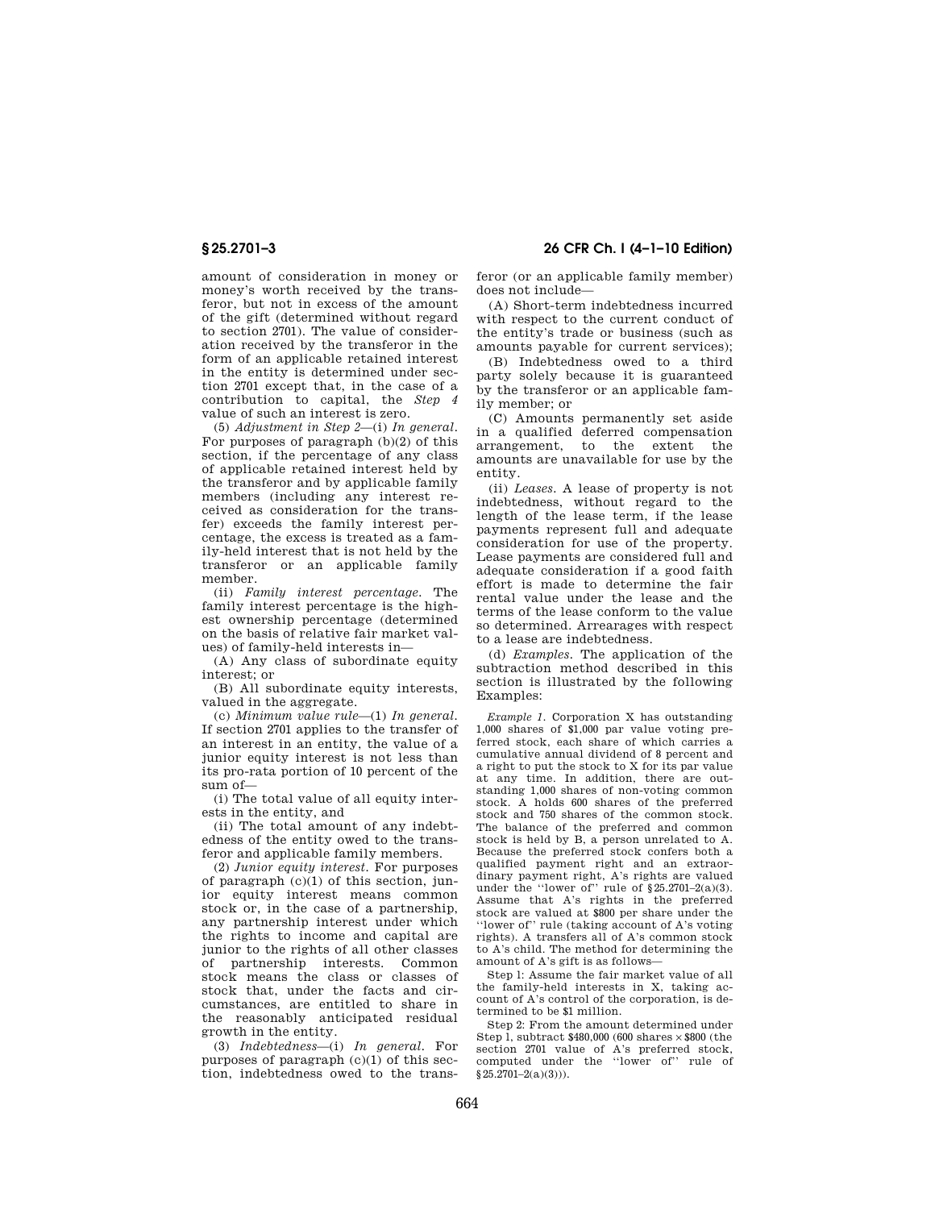amount of consideration in money or money's worth received by the transferor, but not in excess of the amount of the gift (determined without regard to section 2701). The value of consideration received by the transferor in the form of an applicable retained interest in the entity is determined under section 2701 except that, in the case of a contribution to capital, the *Step 4* value of such an interest is zero.

(5) *Adjustment in Step 2*—(i) *In general.* For purposes of paragraph (b)(2) of this section, if the percentage of any class of applicable retained interest held by the transferor and by applicable family members (including any interest received as consideration for the transfer) exceeds the family interest percentage, the excess is treated as a family-held interest that is not held by the transferor or an applicable family member.

(ii) *Family interest percentage.* The family interest percentage is the highest ownership percentage (determined on the basis of relative fair market values) of family-held interests in—

(A) Any class of subordinate equity interest; or

(B) All subordinate equity interests, valued in the aggregate.

(c) *Minimum value rule*—(1) *In general.* If section 2701 applies to the transfer of an interest in an entity, the value of a junior equity interest is not less than its pro-rata portion of 10 percent of the sum of—

(i) The total value of all equity interests in the entity, and

(ii) The total amount of any indebtedness of the entity owed to the transferor and applicable family members.

(2) *Junior equity interest.* For purposes of paragraph (c)(1) of this section, junior equity interest means common stock or, in the case of a partnership, any partnership interest under which the rights to income and capital are junior to the rights of all other classes of partnership interests. Common stock means the class or classes of stock that, under the facts and circumstances, are entitled to share in the reasonably anticipated residual growth in the entity.

(3) *Indebtedness*—(i) *In general.* For purposes of paragraph (c)(1) of this section, indebtedness owed to the transferor (or an applicable family member) does not include—

(A) Short-term indebtedness incurred with respect to the current conduct of the entity's trade or business (such as amounts payable for current services);

(B) Indebtedness owed to a third party solely because it is guaranteed by the transferor or an applicable family member; or

(C) Amounts permanently set aside in a qualified deferred compensation arrangement, to the extent the amounts are unavailable for use by the entity.

(ii) *Leases.* A lease of property is not indebtedness, without regard to the length of the lease term, if the lease payments represent full and adequate consideration for use of the property. Lease payments are considered full and adequate consideration if a good faith effort is made to determine the fair rental value under the lease and the terms of the lease conform to the value so determined. Arrearages with respect to a lease are indebtedness.

(d) *Examples.* The application of the subtraction method described in this section is illustrated by the following Examples:

*Example 1.* Corporation X has outstanding 1,000 shares of $1,000 par value voting preferred stock, each share of which carries a cumulative annual dividend of 8 percent and a right to put the stock to X for its par value at any time. In addition, there are outstanding 1,000 shares of non-voting common stock. A holds 600 shares of the preferred stock and 750 shares of the common stock. The balance of the preferred and common stock is held by B, a person unrelated to A. Because the preferred stock confers both a qualified payment right and an extraordinary payment right, A's rights are valued under the ''lower of'' rule of §25.2701–2(a)(3). Assume that A's rights in the preferred stock are valued at $800 per share under the ''lower of'' rule (taking account of A's voting rights). A transfers all of A's common stock to A's child. The method for determining the amount of A's gift is as follows—

Step 1: Assume the fair market value of all the family-held interests in X, taking account of A's control of the corporation, is determined to be $1 million.

Step 2: From the amount determined under Step 1, subtract $480,000 (600 shares × $800 (the section 2701 value of A's preferred stock, computed under the ''lower of'' rule of §25.2701–2(a)(3))).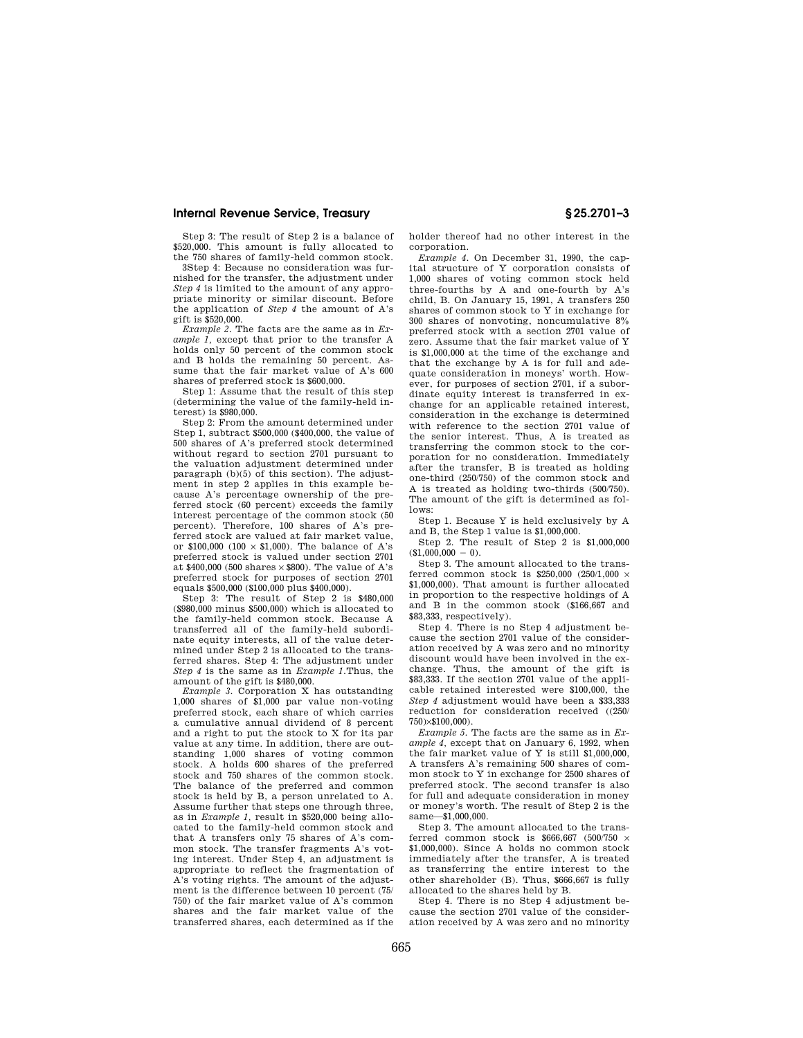Step 3: The result of Step 2 is a balance of \$520,000. This amount is fully allocated to the 750 shares of family-held common stock.

3Step 4: Because no consideration was furnished for the transfer, the adjustment under *Step 4* is limited to the amount of any appropriate minority or similar discount. Before the application of *Step 4* the amount of A's gift is \$520,000.

*Example 2.* The facts are the same as in *Example 1*, except that prior to the transfer A holds only 50 percent of the common stock and B holds the remaining 50 percent. Assume that the fair market value of A's 600 shares of preferred stock is \$600,000.

Step 1: Assume that the result of this step (determining the value of the family-held interest) is \$980,000.

Step 2: From the amount determined under Step 1, subtract \$500,000 (\$400,000, the value of 500 shares of A's preferred stock determined without regard to section 2701 pursuant to the valuation adjustment determined under paragraph (b)(5) of this section). The adjustment in step 2 applies in this example because A's percentage ownership of the preferred stock (60 percent) exceeds the family interest percentage of the common stock (50 percent). Therefore, 100 shares of A's preferred stock are valued at fair market value, or \$100,000 ($100 \times$ \$1,000). The balance of A's preferred stock is valued under section 2701 at \$400,000 (500 shares $\times$ \$800). The value of A's preferred stock for purposes of section 2701 equals \$500,000 (\$100,000 plus \$400,000).

Step 3: The result of Step 2 is \$480,000 (\$980,000 minus \$500,000) which is allocated to the family-held common stock. Because A transferred all of the family-held subordinate equity interests, all of the value determined under Step 2 is allocated to the transferred shares. Step 4: The adjustment under *Step 4* is the same as in *Example 1*.Thus, the amount of the gift is \$480,000.

*Example 3.* Corporation X has outstanding 1,000 shares of \$1,000 par value non-voting preferred stock, each share of which carries a cumulative annual dividend of 8 percent and a right to put the stock to X for its par value at any time. In addition, there are outstanding 1,000 shares of voting common stock. A holds 600 shares of the preferred stock and 750 shares of the common stock. The balance of the preferred and common stock is held by B, a person unrelated to A. Assume further that steps one through three, as in *Example 1*, result in \$520,000 being allocated to the family-held common stock and that A transfers only 75 shares of A's common stock. The transfer fragments A's voting interest. Under Step 4, an adjustment is appropriate to reflect the fragmentation of A's voting rights. The amount of the adjustment is the difference between 10 percent (75/750) of the fair market value of A's common shares and the fair market value of the transferred shares, each determined as if the holder thereof had no other interest in the corporation.

*Example 4.* On December 31, 1990, the capital structure of Y corporation consists of 1,000 shares of voting common stock held three-fourths by A and one-fourth by A's child, B. On January 15, 1991, A transfers 250 shares of common stock to Y in exchange for 300 shares of nonvoting, noncumulative 8% preferred stock with a section 2701 value of zero. Assume that the fair market value of Y is \$1,000,000 at the time of the exchange and that the exchange by A is for full and adequate consideration in moneys' worth. However, for purposes of section 2701, if a subordinate equity interest is transferred in exchange for an applicable retained interest, consideration in the exchange is determined with reference to the section 2701 value of the senior interest. Thus, A is treated as transferring the common stock to the corporation for no consideration. Immediately after the transfer, B is treated as holding one-third (250/750) of the common stock and A is treated as holding two-thirds (500/750). The amount of the gift is determined as follows:

Step 1. Because Y is held exclusively by A and B, the Step 1 value is \$1,000,000.

Step 2. The result of Step 2 is \$1,000,000 (\$1,000,000 $-$ 0).

Step 3. The amount allocated to the transferred common stock is \$250,000 ($250/1{,}000 \times$ \$1,000,000). That amount is further allocated in proportion to the respective holdings of A and B in the common stock (\$166,667 and \$83,333, respectively).

Step 4. There is no Step 4 adjustment because the section 2701 value of the consideration received by A was zero and no minority discount would have been involved in the exchange. Thus, the amount of the gift is \$83,333. If the section 2701 value of the applicable retained interested were \$100,000, the *Step 4* adjustment would have been a \$33,333 reduction for consideration received ((250/750)$\times$\$100,000).

*Example 5.* The facts are the same as in *Example 4*, except that on January 6, 1992, when the fair market value of Y is still \$1,000,000, A transfers A's remaining 500 shares of common stock to Y in exchange for 2500 shares of preferred stock. The second transfer is also for full and adequate consideration in money or money's worth. The result of Step 2 is the same—\$1,000,000.

Step 3. The amount allocated to the transferred common stock is \$666,667 ($500/750 \times$ \$1,000,000). Since A holds no common stock immediately after the transfer, A is treated as transferring the entire interest to the other shareholder (B). Thus, \$666,667 is fully allocated to the shares held by B.

Step 4. There is no Step 4 adjustment because the section 2701 value of the consideration received by A was zero and no minority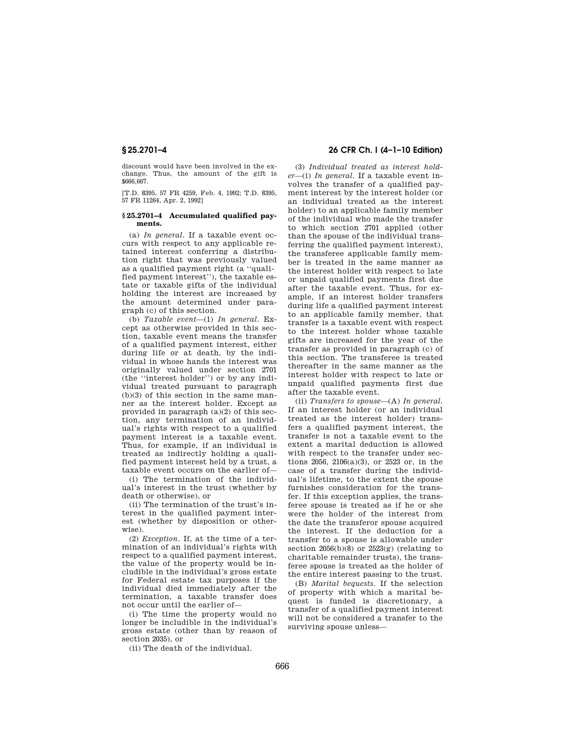discount would have been involved in the exchange. Thus, the amount of the gift is $666,667.

[T.D. 8395, 57 FR 4259, Feb. 4, 1992; T.D. 8395, 57 FR 11264, Apr. 2, 1992]

## § 25.2701–4 Accumulated qualified payments.

(a) *In general.* If a taxable event occurs with respect to any applicable retained interest conferring a distribution right that was previously valued as a qualified payment right (a ''qualified payment interest''), the taxable estate or taxable gifts of the individual holding the interest are increased by the amount determined under paragraph (c) of this section.

(b) *Taxable event*—(1) *In general.* Except as otherwise provided in this section, taxable event means the transfer of a qualified payment interest, either during life or at death, by the individual in whose hands the interest was originally valued under section 2701 (the ''interest holder'') or by any individual treated pursuant to paragraph (b)(3) of this section in the same manner as the interest holder. Except as provided in paragraph (a)(2) of this section, any termination of an individual's rights with respect to a qualified payment interest is a taxable event. Thus, for example, if an individual is treated as indirectly holding a qualified payment interest held by a trust, a taxable event occurs on the earlier of—

(i) The termination of the individual's interest in the trust (whether by death or otherwise), or

(ii) The termination of the trust's interest in the qualified payment interest (whether by disposition or otherwise).

(2) *Exception.* If, at the time of a termination of an individual's rights with respect to a qualified payment interest, the value of the property would be includible in the individual's gross estate for Federal estate tax purposes if the individual died immediately after the termination, a taxable transfer does not occur until the earlier of—

(i) The time the property would no longer be includible in the individual's gross estate (other than by reason of section 2035), or

(ii) The death of the individual.

(3) *Individual treated as interest holder*—(i) *In general.* If a taxable event involves the transfer of a qualified payment interest by the interest holder (or an individual treated as the interest holder) to an applicable family member of the individual who made the transfer to which section 2701 applied (other than the spouse of the individual transferring the qualified payment interest), the transferee applicable family member is treated in the same manner as the interest holder with respect to late or unpaid qualified payments first due after the taxable event. Thus, for example, if an interest holder transfers during life a qualified payment interest to an applicable family member, that transfer is a taxable event with respect to the interest holder whose taxable gifts are increased for the year of the transfer as provided in paragraph (c) of this section. The transferee is treated thereafter in the same manner as the interest holder with respect to late or unpaid qualified payments first due after the taxable event.

(ii) *Transfers to spouse*—(A) *In general.* If an interest holder (or an individual treated as the interest holder) transfers a qualified payment interest, the transfer is not a taxable event to the extent a marital deduction is allowed with respect to the transfer under sections 2056, 2106(a)(3), or 2523 or, in the case of a transfer during the individual's lifetime, to the extent the spouse furnishes consideration for the transfer. If this exception applies, the transferee spouse is treated as if he or she were the holder of the interest from the date the transferor spouse acquired the interest. If the deduction for a transfer to a spouse is allowable under section 2056(b)(8) or 2523(g) (relating to charitable remainder trusts), the transferee spouse is treated as the holder of the entire interest passing to the trust.

(B) *Marital bequests.* If the selection of property with which a marital bequest is funded is discretionary, a transfer of a qualified payment interest will not be considered a transfer to the surviving spouse unless—